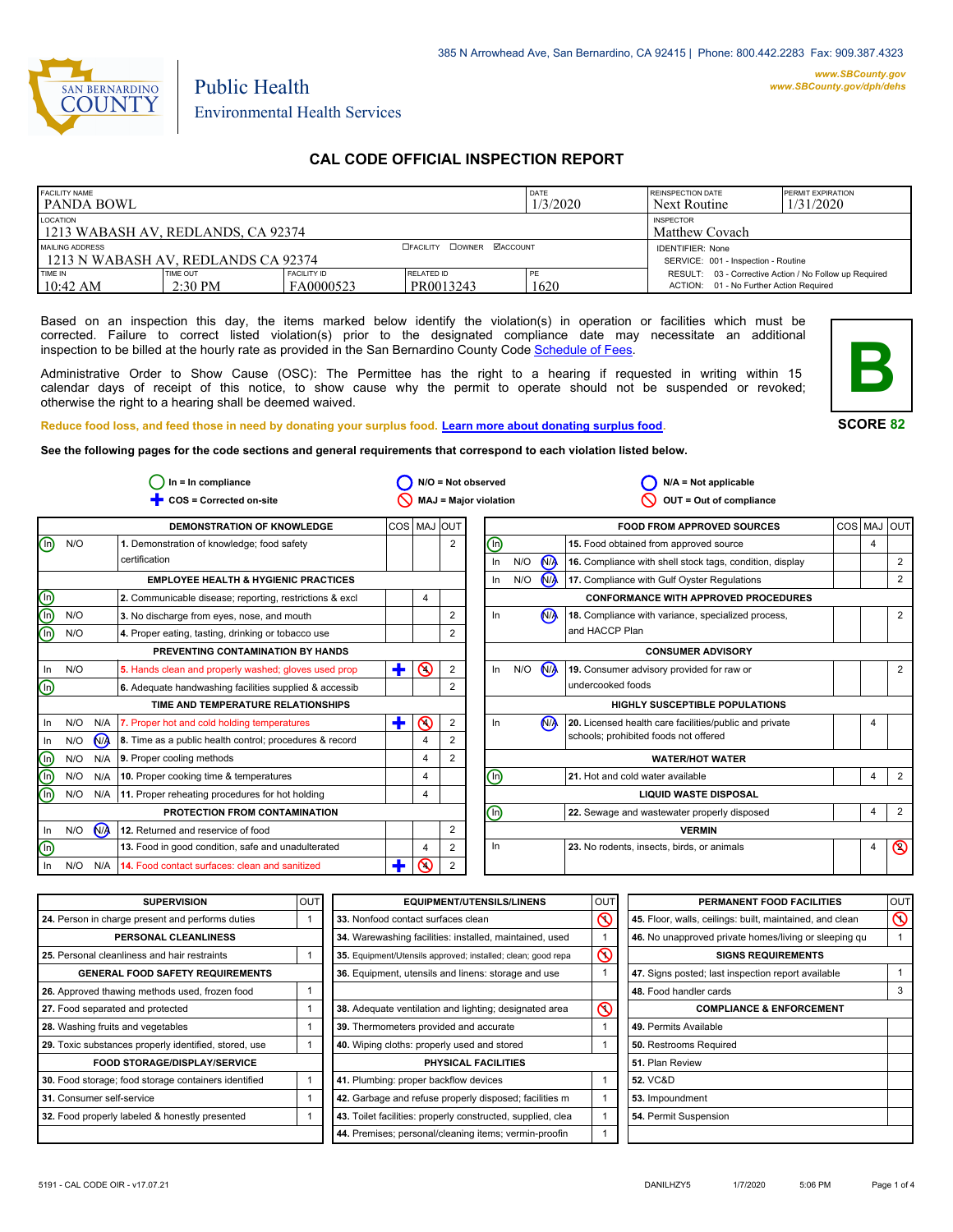385 N Arrowhead Ave, San Bernardino, CA 92415 | Phone: 800.442.2283 Fax: 909.387.4323

www.SBCounty.gov
www.SBCounty.gov/dph/dehs

SAN BERNARDINO COUNTY

Public Health
Environmental Health Services

# CAL CODE OFFICIAL INSPECTION REPORT

| FACILITY NAME | | | | DATE | REINSPECTION DATE | PERMIT EXPIRATION |
|---|---|---|---|---|---|---|
| PANDA BOWL | | | | 1/3/2020 | Next Routine | 1/31/2020 |
| LOCATION | | | | | INSPECTOR | |
| 1213 WABASH AV, REDLANDS, CA 92374 | | | | | Matthew Covach | |
| MAILING ADDRESS | | ☐FACILITY ☐OWNER ☑ACCOUNT | | | IDENTIFIER: None | |
| 1213 N WABASH AV, REDLANDS CA 92374 | | | | | SERVICE: 001 - Inspection - Routine | |
| TIME IN | TIME OUT | FACILITY ID | RELATED ID | PE | RESULT: 03 - Corrective Action / No Follow up Required | |
| 10:42 AM | 2:30 PM | FA0000523 | PR0013243 | 1620 | ACTION: 01 - No Further Action Required | |

Based on an inspection this day, the items marked below identify the violation(s) in operation or facilities which must be corrected. Failure to correct listed violation(s) prior to the designated compliance date may necessitate an additional inspection to be billed at the hourly rate as provided in the San Bernardino County Code Schedule of Fees.

Administrative Order to Show Cause (OSC): The Permittee has the right to a hearing if requested in writing within 15 calendar days of receipt of this notice, to show cause why the permit to operate should not be suspended or revoked; otherwise the right to a hearing shall be deemed waived.

**B**

**SCORE 82**

Reduce food loss, and feed those in need by donating your surplus food. Learn more about donating surplus food.

**See the following pages for the code sections and general requirements that correspond to each violation listed below.**

In = In compliance | N/O = Not observed | N/A = Not applicable
COS = Corrected on-site | MAJ = Major violation | OUT = Out of compliance

| | | | DEMONSTRATION OF KNOWLEDGE | COS | MAJ | OUT |
|---|---|---|---|---|---|---|
| (In) | N/O | | 1. Demonstration of knowledge; food safety certification | | | 2 |
| | | | **EMPLOYEE HEALTH & HYGIENIC PRACTICES** | | | |
| (In) | | | 2. Communicable disease; reporting, restrictions & excl | | 4 | |
| (In) | N/O | | 3. No discharge from eyes, nose, and mouth | | | 2 |
| (In) | N/O | | 4. Proper eating, tasting, drinking or tobacco use | | | 2 |
| | | | **PREVENTING CONTAMINATION BY HANDS** | | | |
| In | N/O | | 5. Hands clean and properly washed; gloves used prop | ✚ | (4) | 2 |
| (In) | | | 6. Adequate handwashing facilities supplied & accessib | | | 2 |
| | | | **TIME AND TEMPERATURE RELATIONSHIPS** | | | |
| In | N/O | N/A | 7. Proper hot and cold holding temperatures | ✚ | (4) | 2 |
| In | N/O | (N/A) | 8. Time as a public health control; procedures & record | | 4 | 2 |
| (In) | N/O | N/A | 9. Proper cooling methods | | 4 | 2 |
| (In) | N/O | N/A | 10. Proper cooking time & temperatures | | 4 | |
| (In) | N/O | N/A | 11. Proper reheating procedures for hot holding | | 4 | |
| | | | **PROTECTION FROM CONTAMINATION** | | | |
| In | N/O | (N/A) | 12. Returned and reservice of food | | | 2 |
| (In) | | | 13. Food in good condition, safe and unadulterated | | 4 | 2 |
| In | N/O | N/A | 14. Food contact surfaces: clean and sanitized | ✚ | (4) | 2 |

| | | | FOOD FROM APPROVED SOURCES | COS | MAJ | OUT |
|---|---|---|---|---|---|---|
| (In) | | | 15. Food obtained from approved source | | 4 | |
| In | N/O | (N/A) | 16. Compliance with shell stock tags, condition, display | | | 2 |
| In | N/O | (N/A) | 17. Compliance with Gulf Oyster Regulations | | | 2 |
| | | | **CONFORMANCE WITH APPROVED PROCEDURES** | | | |
| In | | (N/A) | 18. Compliance with variance, specialized process, and HACCP Plan | | | 2 |
| | | | **CONSUMER ADVISORY** | | | |
| In | N/O | (N/A) | 19. Consumer advisory provided for raw or undercooked foods | | | 2 |
| | | | **HIGHLY SUSCEPTIBLE POPULATIONS** | | | |
| In | | (N/A) | 20. Licensed health care facilities/public and private schools; prohibited foods not offered | | 4 | |
| | | | **WATER/HOT WATER** | | | |
| (In) | | | 21. Hot and cold water available | | 4 | 2 |
| | | | **LIQUID WASTE DISPOSAL** | | | |
| (In) | | | 22. Sewage and wastewater properly disposed | | 4 | 2 |
| | | | **VERMIN** | | | |
| In | | | 23. No rodents, insects, birds, or animals | | 4 | (2) |

| SUPERVISION | OUT |
|---|---|
| 24. Person in charge present and performs duties | 1 |
| **PERSONAL CLEANLINESS** | |
| 25. Personal cleanliness and hair restraints | 1 |
| **GENERAL FOOD SAFETY REQUIREMENTS** | |
| 26. Approved thawing methods used, frozen food | 1 |
| 27. Food separated and protected | 1 |
| 28. Washing fruits and vegetables | 1 |
| 29. Toxic substances properly identified, stored, use | 1 |
| **FOOD STORAGE/DISPLAY/SERVICE** | |
| 30. Food storage; food storage containers identified | 1 |
| 31. Consumer self-service | 1 |
| 32. Food properly labeled & honestly presented | 1 |

| EQUIPMENT/UTENSILS/LINENS | OUT |
|---|---|
| 33. Nonfood contact surfaces clean | (1) |
| 34. Warewashing facilities: installed, maintained, used | 1 |
| 35. Equipment/Utensils approved; installed; clean; good repa | (1) |
| 36. Equipment, utensils and linens: storage and use | 1 |
| | |
| 38. Adequate ventilation and lighting; designated area | (1) |
| 39. Thermometers provided and accurate | 1 |
| 40. Wiping cloths: properly used and stored | 1 |
| **PHYSICAL FACILITIES** | |
| 41. Plumbing: proper backflow devices | 1 |
| 42. Garbage and refuse properly disposed; facilities m | 1 |
| 43. Toilet facilities: properly constructed, supplied, clea | 1 |
| 44. Premises; personal/cleaning items; vermin-proofin | 1 |

| PERMANENT FOOD FACILITIES | OUT |
|---|---|
| 45. Floor, walls, ceilings: built, maintained, and clean | (1) |
| 46. No unapproved private homes/living or sleeping qu | 1 |
| **SIGNS REQUIREMENTS** | |
| 47. Signs posted; last inspection report available | 1 |
| 48. Food handler cards | 3 |
| **COMPLIANCE & ENFORCEMENT** | |
| 49. Permits Available | |
| 50. Restrooms Required | |
| 51. Plan Review | |
| 52. VC&D | |
| 53. Impoundment | |
| 54. Permit Suspension | |

5191 - CAL CODE OIR - v17.07.21 DANILHZY5 1/7/2020 5:06 PM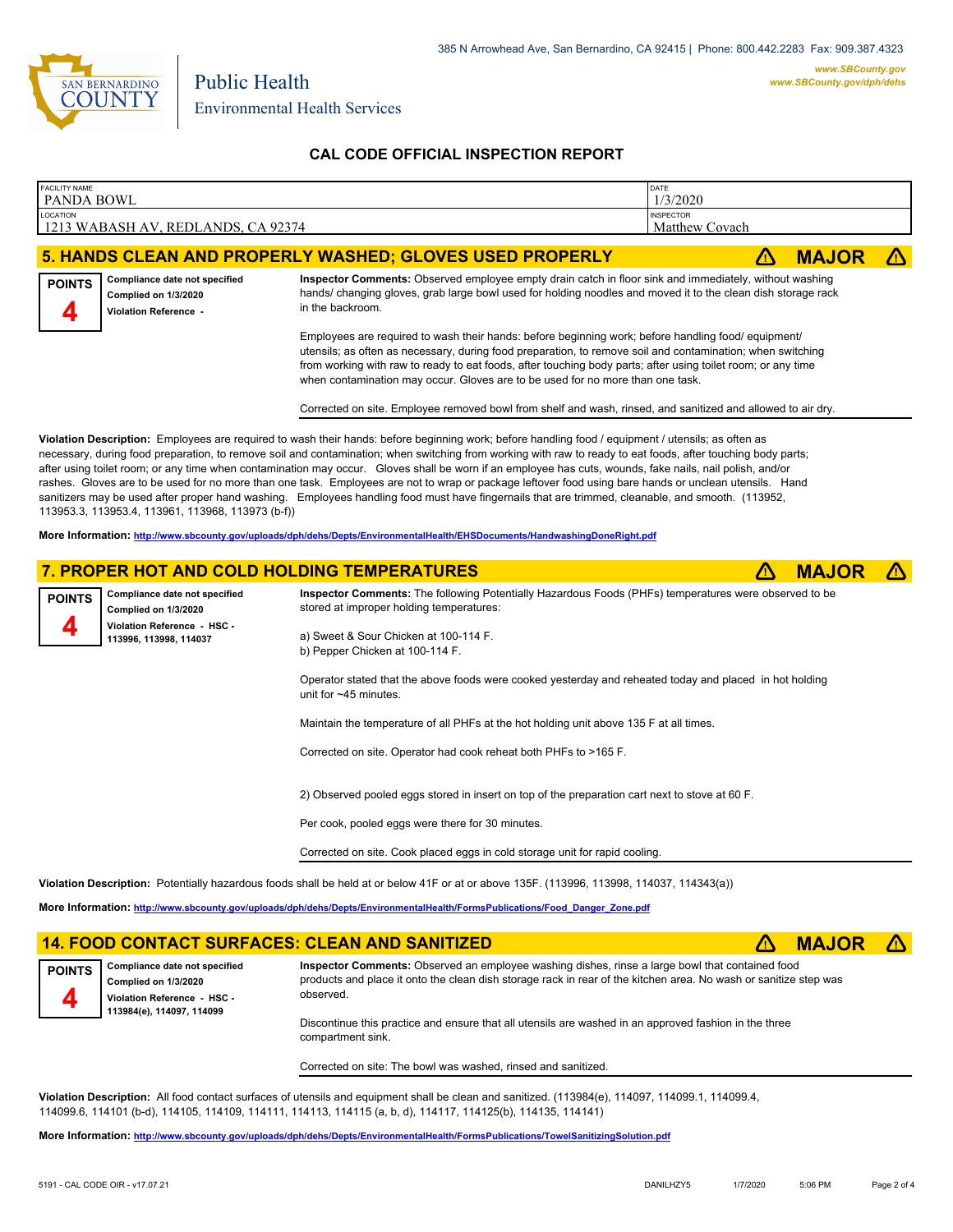385 N Arrowhead Ave, San Bernardino, CA 92415 | Phone: 800.442.2283 Fax: 909.387.4323

*www.SBCounty.gov*
*www.SBCounty.gov/dph/dehs*

Public Health
Environmental Health Services

## CAL CODE OFFICIAL INSPECTION REPORT

| FACILITY NAME | DATE |
|---|---|
| PANDA BOWL | 1/3/2020 |
| **LOCATION** | **INSPECTOR** |
| 1213 WABASH AV, REDLANDS, CA 92374 | Matthew Covach |

### 5. HANDS CLEAN AND PROPERLY WASHED; GLOVES USED PROPERLY — ⚠ MAJOR ⚠

**POINTS 4**

**Compliance date not specified**
**Complied on 1/3/2020**
**Violation Reference -**

**Inspector Comments:** Observed employee empty drain catch in floor sink and immediately, without washing hands/ changing gloves, grab large bowl used for holding noodles and moved it to the clean dish storage rack in the backroom.

Employees are required to wash their hands: before beginning work; before handling food/ equipment/ utensils; as often as necessary, during food preparation, to remove soil and contamination; when switching from working with raw to ready to eat foods, after touching body parts; after using toilet room; or any time when contamination may occur. Gloves are to be used for no more than one task.

Corrected on site. Employee removed bowl from shelf and wash, rinsed, and sanitized and allowed to air dry.

**Violation Description:** Employees are required to wash their hands: before beginning work; before handling food / equipment / utensils; as often as necessary, during food preparation, to remove soil and contamination; when switching from working with raw to ready to eat foods, after touching body parts; after using toilet room; or any time when contamination may occur. Gloves shall be worn if an employee has cuts, wounds, fake nails, nail polish, and/or rashes. Gloves are to be used for no more than one task. Employees are not to wrap or package leftover food using bare hands or unclean utensils. Hand sanitizers may be used after proper hand washing. Employees handling food must have fingernails that are trimmed, cleanable, and smooth. (113952, 113953.3, 113953.4, 113961, 113968, 113973 (b-f))

**More Information:** http://www.sbcounty.gov/uploads/dph/dehs/Depts/EnvironmentalHealth/EHSDocuments/HandwashingDoneRight.pdf

### 7. PROPER HOT AND COLD HOLDING TEMPERATURES — ⚠ MAJOR ⚠

**POINTS 4**

**Compliance date not specified**
**Complied on 1/3/2020**
**Violation Reference - HSC - 113996, 113998, 114037**

**Inspector Comments:** The following Potentially Hazardous Foods (PHFs) temperatures were observed to be stored at improper holding temperatures:

a) Sweet & Sour Chicken at 100-114 F.
b) Pepper Chicken at 100-114 F.

Operator stated that the above foods were cooked yesterday and reheated today and placed in hot holding unit for ~45 minutes.

Maintain the temperature of all PHFs at the hot holding unit above 135 F at all times.

Corrected on site. Operator had cook reheat both PHFs to >165 F.

2) Observed pooled eggs stored in insert on top of the preparation cart next to stove at 60 F.

Per cook, pooled eggs were there for 30 minutes.

Corrected on site. Cook placed eggs in cold storage unit for rapid cooling.

**Violation Description:** Potentially hazardous foods shall be held at or below 41F or at or above 135F. (113996, 113998, 114037, 114343(a))

**More Information:** http://www.sbcounty.gov/uploads/dph/dehs/Depts/EnvironmentalHealth/FormsPublications/Food_Danger_Zone.pdf

### 14. FOOD CONTACT SURFACES: CLEAN AND SANITIZED — ⚠ MAJOR ⚠

**POINTS 4**

**Compliance date not specified**
**Complied on 1/3/2020**
**Violation Reference - HSC - 113984(e), 114097, 114099**

**Inspector Comments:** Observed an employee washing dishes, rinse a large bowl that contained food products and place it onto the clean dish storage rack in rear of the kitchen area. No wash or sanitize step was observed.

Discontinue this practice and ensure that all utensils are washed in an approved fashion in the three compartment sink.

Corrected on site: The bowl was washed, rinsed and sanitized.

**Violation Description:** All food contact surfaces of utensils and equipment shall be clean and sanitized. (113984(e), 114097, 114099.1, 114099.4, 114099.6, 114101 (b-d), 114105, 114109, 114111, 114113, 114115 (a, b, d), 114117, 114125(b), 114135, 114141)

**More Information:** http://www.sbcounty.gov/uploads/dph/dehs/Depts/EnvironmentalHealth/FormsPublications/TowelSanitizingSolution.pdf

5191 - CAL CODE OIR - v17.07.21 DANILHZY5 1/7/2020 5:06 PM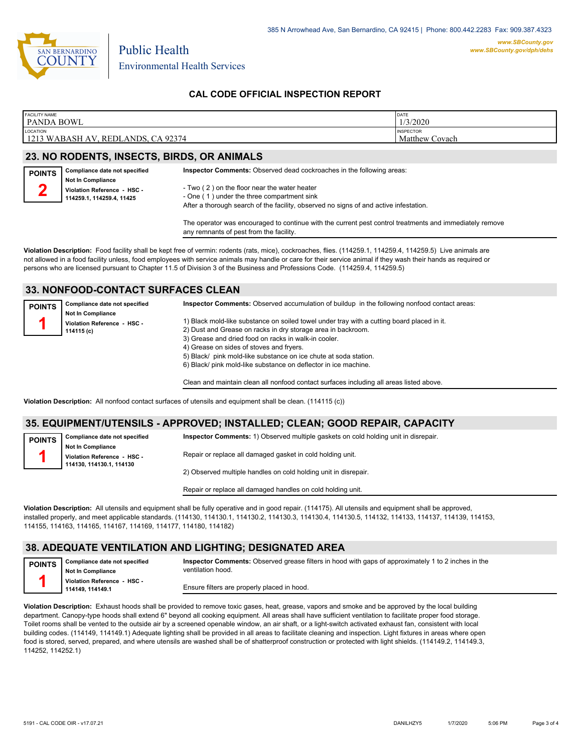# CAL CODE OFFICIAL INSPECTION REPORT

| FACILITY NAME | DATE |
| --- | --- |
| PANDA BOWL | 1/3/2020 |
| **LOCATION** | **INSPECTOR** |
| 1213 WABASH AV, REDLANDS, CA 92374 | Matthew Covach |

## 23. NO RODENTS, INSECTS, BIRDS, OR ANIMALS

**POINTS** 2

**Compliance date not specified**
**Not In Compliance**
**Violation Reference - HSC - 114259.1, 114259.4, 11425**

**Inspector Comments:** Observed dead cockroaches in the following areas:

- Two ( 2 ) on the floor near the water heater
- One ( 1 ) under the three compartment sink

After a thorough search of the facility, observed no signs of and active infestation.

The operator was encouraged to continue with the current pest control treatments and immediately remove any remnants of pest from the facility.

**Violation Description:** Food facility shall be kept free of vermin: rodents (rats, mice), cockroaches, flies. (114259.1, 114259.4, 114259.5) Live animals are not allowed in a food facility unless, food employees with service animals may handle or care for their service animal if they wash their hands as required or persons who are licensed pursuant to Chapter 11.5 of Division 3 of the Business and Professions Code. (114259.4, 114259.5)

## 33. NONFOOD-CONTACT SURFACES CLEAN

**POINTS** 1

**Compliance date not specified**
**Not In Compliance**
**Violation Reference - HSC - 114115 (c)**

**Inspector Comments:** Observed accumulation of buildup in the following nonfood contact areas:

1) Black mold-like substance on soiled towel under tray with a cutting board placed in it.
2) Dust and Grease on racks in dry storage area in backroom.
3) Grease and dried food on racks in walk-in cooler.
4) Grease on sides of stoves and fryers.
5) Black/ pink mold-like substance on ice chute at soda station.
6) Black/ pink mold-like substance on deflector in ice machine.

Clean and maintain clean all nonfood contact surfaces including all areas listed above.

**Violation Description:** All nonfood contact surfaces of utensils and equipment shall be clean. (114115 (c))

## 35. EQUIPMENT/UTENSILS - APPROVED; INSTALLED; CLEAN; GOOD REPAIR, CAPACITY

**POINTS** 1

**Compliance date not specified**
**Not In Compliance**
**Violation Reference - HSC - 114130, 114130.1, 114130**

**Inspector Comments:** 1) Observed multiple gaskets on cold holding unit in disrepair.

Repair or replace all damaged gasket in cold holding unit.

2) Observed multiple handles on cold holding unit in disrepair.

Repair or replace all damaged handles on cold holding unit.

**Violation Description:** All utensils and equipment shall be fully operative and in good repair. (114175). All utensils and equipment shall be approved, installed properly, and meet applicable standards. (114130, 114130.1, 114130.2, 114130.3, 114130.4, 114130.5, 114132, 114133, 114137, 114139, 114153, 114155, 114163, 114165, 114167, 114169, 114177, 114180, 114182)

## 38. ADEQUATE VENTILATION AND LIGHTING; DESIGNATED AREA

**POINTS** 1

**Compliance date not specified**
**Not In Compliance**
**Violation Reference - HSC - 114149, 114149.1**

**Inspector Comments:** Observed grease filters in hood with gaps of approximately 1 to 2 inches in the ventilation hood.

Ensure filters are properly placed in hood.

**Violation Description:** Exhaust hoods shall be provided to remove toxic gases, heat, grease, vapors and smoke and be approved by the local building department. Canopy-type hoods shall extend 6" beyond all cooking equipment. All areas shall have sufficient ventilation to facilitate proper food storage. Toilet rooms shall be vented to the outside air by a screened openable window, an air shaft, or a light-switch activated exhaust fan, consistent with local building codes. (114149, 114149.1) Adequate lighting shall be provided in all areas to facilitate cleaning and inspection. Light fixtures in areas where open food is stored, served, prepared, and where utensils are washed shall be of shatterproof construction or protected with light shields. (114149.2, 114149.3, 114252, 114252.1)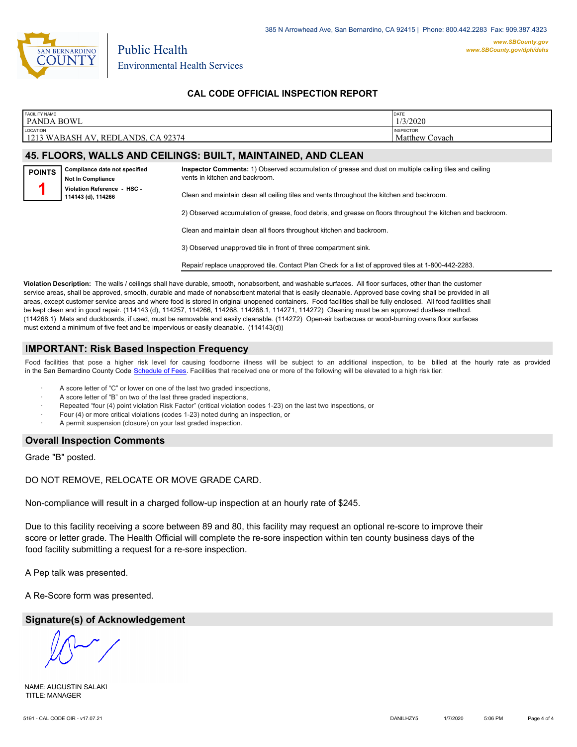385 N Arrowhead Ave, San Bernardino, CA 92415 | Phone: 800.442.2283 Fax: 909.387.4323

www.SBCounty.gov
www.SBCounty.gov/dph/dehs

SAN BERNARDINO COUNTY

Public Health
Environmental Health Services

## CAL CODE OFFICIAL INSPECTION REPORT

| FACILITY NAME | DATE |
|---|---|
| PANDA BOWL | 1/3/2020 |
| LOCATION | INSPECTOR |
| 1213 WABASH AV, REDLANDS, CA 92374 | Matthew Covach |

## 45. FLOORS, WALLS AND CEILINGS: BUILT, MAINTAINED, AND CLEAN

**POINTS**
**1**

**Compliance date not specified**
**Not In Compliance**
**Violation Reference - HSC - 114143 (d), 114266**

**Inspector Comments:** 1) Observed accumulation of grease and dust on multiple ceiling tiles and ceiling vents in kitchen and backroom.

Clean and maintain clean all ceiling tiles and vents throughout the kitchen and backroom.

2) Observed accumulation of grease, food debris, and grease on floors throughout the kitchen and backroom.

Clean and maintain clean all floors throughout kitchen and backroom.

3) Observed unapproved tile in front of three compartment sink.

Repair/ replace unapproved tile. Contact Plan Check for a list of approved tiles at 1-800-442-2283.

**Violation Description:** The walls / ceilings shall have durable, smooth, nonabsorbent, and washable surfaces. All floor surfaces, other than the customer service areas, shall be approved, smooth, durable and made of nonabsorbent material that is easily cleanable. Approved base coving shall be provided in all areas, except customer service areas and where food is stored in original unopened containers. Food facilities shall be fully enclosed. All food facilities shall be kept clean and in good repair. (114143 (d), 114257, 114266, 114268, 114268.1, 114271, 114272) Cleaning must be an approved dustless method. (114268.1) Mats and duckboards, if used, must be removable and easily cleanable. (114272) Open-air barbecues or wood-burning ovens floor surfaces must extend a minimum of five feet and be impervious or easily cleanable. (114143(d))

## IMPORTANT: Risk Based Inspection Frequency

Food facilities that pose a higher risk level for causing foodborne illness will be subject to an additional inspection, to be billed at the hourly rate as provided in the San Bernardino County Code Schedule of Fees. Facilities that received one or more of the following will be elevated to a high risk tier:

- A score letter of "C" or lower on one of the last two graded inspections,
- A score letter of "B" on two of the last three graded inspections,
- Repeated "four (4) point violation Risk Factor" (critical violation codes 1-23) on the last two inspections, or
- Four (4) or more critical violations (codes 1-23) noted during an inspection, or
- A permit suspension (closure) on your last graded inspection.

## Overall Inspection Comments

Grade "B" posted.

DO NOT REMOVE, RELOCATE OR MOVE GRADE CARD.

Non-compliance will result in a charged follow-up inspection at an hourly rate of $245.

Due to this facility receiving a score between 89 and 80, this facility may request an optional re-score to improve their score or letter grade. The Health Official will complete the re-sore inspection within ten county business days of the food facility submitting a request for a re-sore inspection.

A Pep talk was presented.

A Re-Score form was presented.

## Signature(s) of Acknowledgement

NAME: AUGUSTIN SALAKI
TITLE: MANAGER

5191 - CAL CODE OIR - v17.07.21 DANILHZY5 1/7/2020 5:06 PM